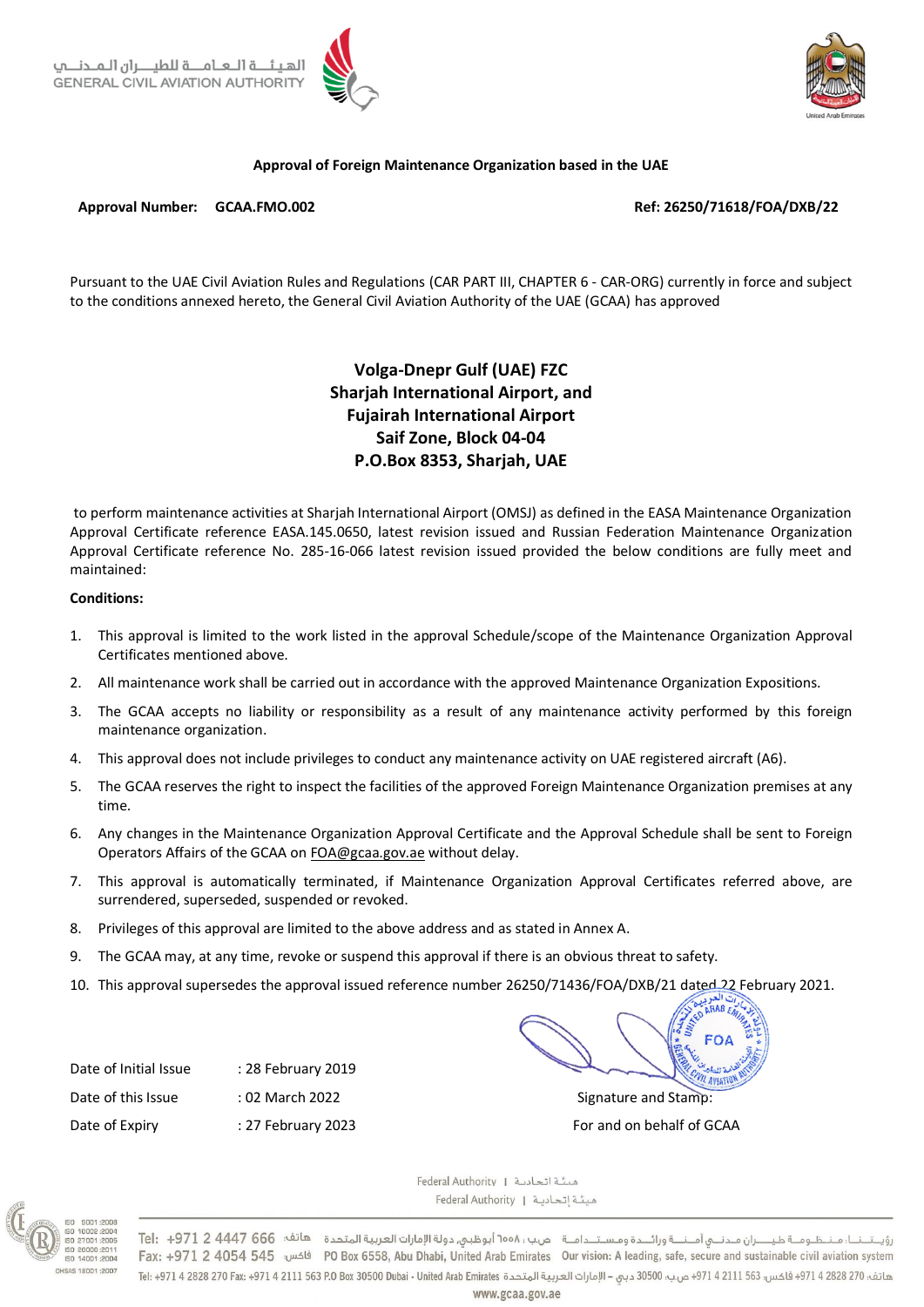الهيئـــة الـعـامـــة للطيـــران الـمـدنـــي
GENERAL CIVIL AVIATION AUTHORITY

**Approval of Foreign Maintenance Organization based in the UAE**

**Approval Number: GCAA.FMO.002** **Ref: 26250/71618/FOA/DXB/22**

Pursuant to the UAE Civil Aviation Rules and Regulations (CAR PART III, CHAPTER 6 - CAR-ORG) currently in force and subject to the conditions annexed hereto, the General Civil Aviation Authority of the UAE (GCAA) has approved

**Volga-Dnepr Gulf (UAE) FZC**
**Sharjah International Airport, and**
**Fujairah International Airport**
**Saif Zone, Block 04-04**
**P.O.Box 8353, Sharjah, UAE**

to perform maintenance activities at Sharjah International Airport (OMSJ) as defined in the EASA Maintenance Organization Approval Certificate reference EASA.145.0650, latest revision issued and Russian Federation Maintenance Organization Approval Certificate reference No. 285-16-066 latest revision issued provided the below conditions are fully meet and maintained:

**Conditions:**

1. This approval is limited to the work listed in the approval Schedule/scope of the Maintenance Organization Approval Certificates mentioned above.
2. All maintenance work shall be carried out in accordance with the approved Maintenance Organization Expositions.
3. The GCAA accepts no liability or responsibility as a result of any maintenance activity performed by this foreign maintenance organization.
4. This approval does not include privileges to conduct any maintenance activity on UAE registered aircraft (A6).
5. The GCAA reserves the right to inspect the facilities of the approved Foreign Maintenance Organization premises at any time.
6. Any changes in the Maintenance Organization Approval Certificate and the Approval Schedule shall be sent to Foreign Operators Affairs of the GCAA on FOA@gcaa.gov.ae without delay.
7. This approval is automatically terminated, if Maintenance Organization Approval Certificates referred above, are surrendered, superseded, suspended or revoked.
8. Privileges of this approval are limited to the above address and as stated in Annex A.
9. The GCAA may, at any time, revoke or suspend this approval if there is an obvious threat to safety.
10. This approval supersedes the approval issued reference number 26250/71436/FOA/DXB/21 dated 22 February 2021.

Date of Initial Issue : 28 February 2019
Date of this Issue : 02 March 2022
Date of Expiry : 27 February 2023

Signature and Stamp:
For and on behalf of GCAA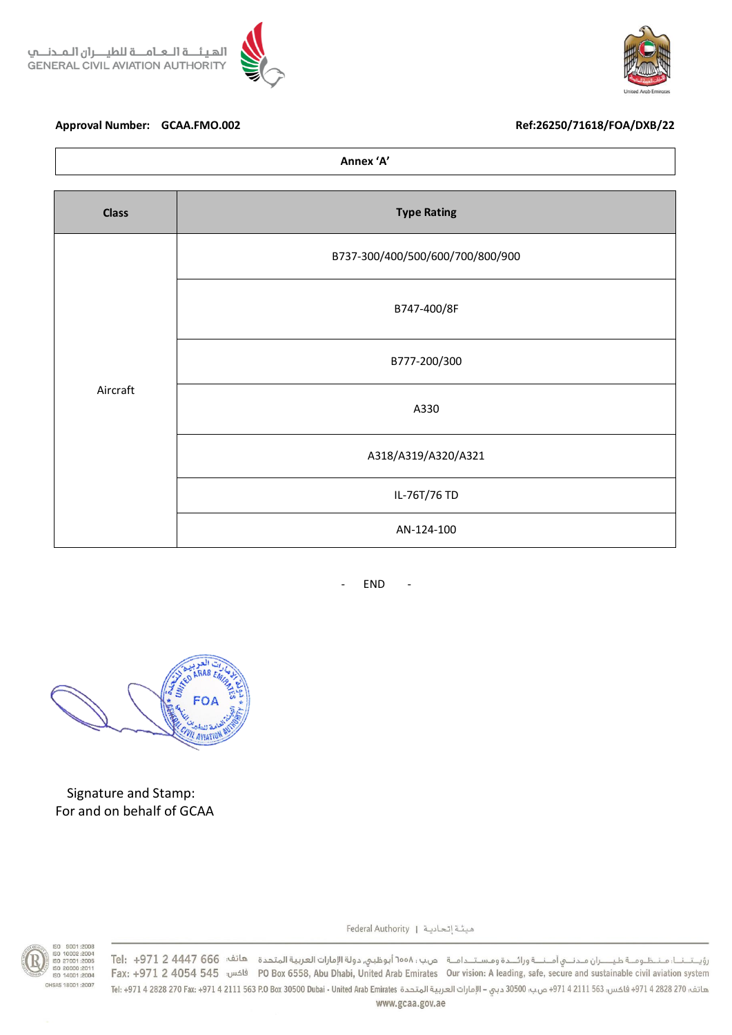**Approval Number:** **GCAA.FMO.002** **Ref:26250/71618/FOA/DXB/22**

**Annex 'A'**

| **Class** | **Type Rating** |
|---|---|
| Aircraft | B737-300/400/500/600/700/800/900 |
| | B747-400/8F |
| | B777-200/300 |
| | A330 |
| | A318/A319/A320/A321 |
| | IL-76T/76 TD |
| | AN-124-100 |

- END -

Signature and Stamp:
For and on behalf of GCAA